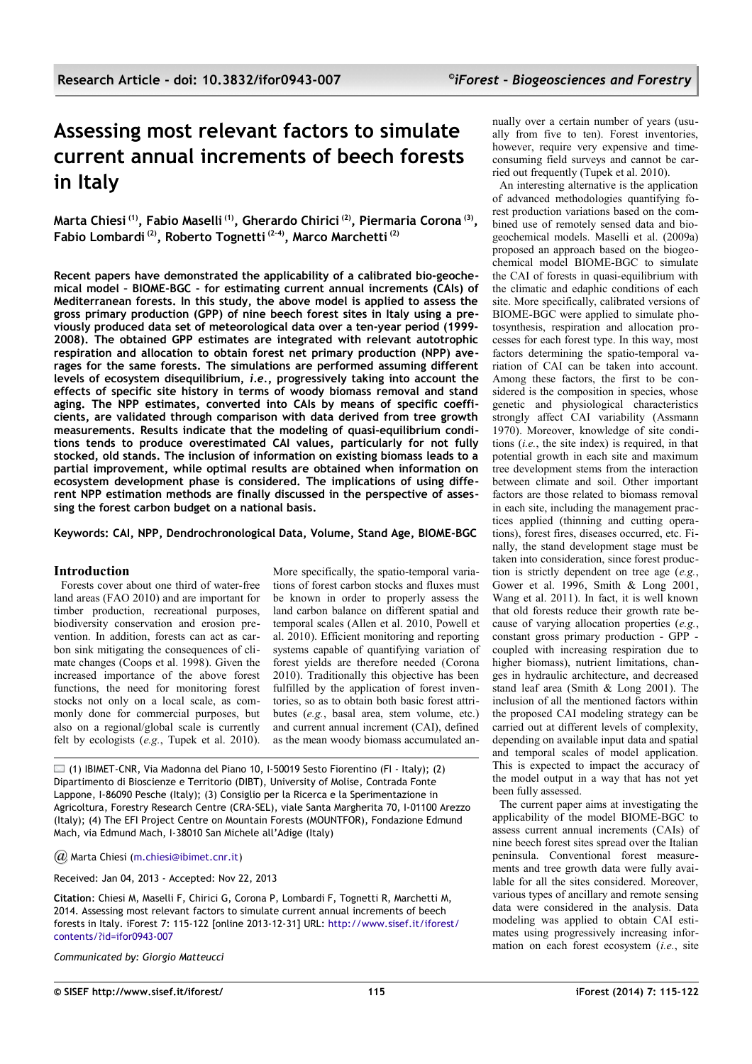# Assessing most relevant factors to simulate current annual increments of beech forests in Italy

**Marta Chiesi [1], Fabio Maselli [1], Gherardo Chirici [2], Piermaria Corona [3], Fabio Lombardi [2], Roberto Tognetti [2-4], Marco Marchetti [2]**

**Recent papers have demonstrated the applicability of a calibrated bio-geochemical model - BIOME-BGC - for estimating current annual increments (CAIs) of Mediterranean forests. In this study, the above model is applied to assess the gross primary production (GPP) of nine beech forest sites in Italy using a previously produced data set of meteorological data over a ten-year period (1999-2008). The obtained GPP estimates are integrated with relevant autotrophic respiration and allocation to obtain forest net primary production (NPP) averages for the same forests. The simulations are performed assuming different levels of ecosystem disequilibrium, *i.e.*, progressively taking into account the effects of specific site history in terms of woody biomass removal and stand aging. The NPP estimates, converted into CAIs by means of specific coefficients, are validated through comparison with data derived from tree growth measurements. Results indicate that the modeling of quasi-equilibrium conditions tends to produce overestimated CAI values, particularly for not fully stocked, old stands. The inclusion of information on existing biomass leads to a partial improvement, while optimal results are obtained when information on ecosystem development phase is considered. The implications of using different NPP estimation methods are finally discussed in the perspective of assessing the forest carbon budget on a national basis.**

**Keywords: CAI, NPP, Dendrochronological Data, Volume, Stand Age, BIOME-BGC**

## Introduction

Forests cover about one third of water-free land areas (FAO 2010) and are important for timber production, recreational purposes, biodiversity conservation and erosion prevention. In addition, forests can act as carbon sink mitigating the consequences of climate changes (Coops et al. 1998). Given the increased importance of the above forest functions, the need for monitoring forest stocks not only on a local scale, as commonly done for commercial purposes, but also on a regional/global scale is currently felt by ecologists (*e.g.*, Tupek et al. 2010). More specifically, the spatio-temporal variations of forest carbon stocks and fluxes must be known in order to properly assess the land carbon balance on different spatial and temporal scales (Allen et al. 2010, Powell et al. 2010). Efficient monitoring and reporting systems capable of quantifying variation of forest yields are therefore needed (Corona 2010). Traditionally this objective has been fulfilled by the application of forest inventories, so as to obtain both basic forest attributes (*e.g.*, basal area, stem volume, etc.) and current annual increment (CAI), defined as the mean woody biomass accumulated annually over a certain number of years (usually from five to ten). Forest inventories, however, require very expensive and time-consuming field surveys and cannot be carried out frequently (Tupek et al. 2010).

An interesting alternative is the application of advanced methodologies quantifying forest production variations based on the combined use of remotely sensed data and biogeochemical models. Maselli et al. (2009a) proposed an approach based on the biogeochemical model BIOME-BGC to simulate the CAI of forests in quasi-equilibrium with the climatic and edaphic conditions of each site. More specifically, calibrated versions of BIOME-BGC were applied to simulate photosynthesis, respiration and allocation processes for each forest type. In this way, most factors determining the spatio-temporal variation of CAI can be taken into account. Among these factors, the first to be considered is the composition in species, whose genetic and physiological characteristics strongly affect CAI variability (Assmann 1970). Moreover, knowledge of site conditions (*i.e.*, the site index) is required, in that potential growth in each site and maximum tree development stems from the interaction between climate and soil. Other important factors are those related to biomass removal in each site, including the management practices applied (thinning and cutting operations), forest fires, diseases occurred, etc. Finally, the stand development stage must be taken into consideration, since forest production is strictly dependent on tree age (*e.g.*, Gower et al. 1996, Smith & Long 2001, Wang et al. 2011). In fact, it is well known that old forests reduce their growth rate because of varying allocation properties (*e.g.*, constant gross primary production - GPP - coupled with increasing respiration due to higher biomass), nutrient limitations, changes in hydraulic architecture, and decreased stand leaf area (Smith & Long 2001). The inclusion of all the mentioned factors within the proposed CAI modeling strategy can be carried out at different levels of complexity, depending on available input data and spatial and temporal scales of model application. This is expected to impact the accuracy of the model output in a way that has not yet been fully assessed.

The current paper aims at investigating the applicability of the model BIOME-BGC to assess current annual increments (CAIs) of nine beech forest sites spread over the Italian peninsula. Conventional forest measurements and tree growth data were fully available for all the sites considered. Moreover, various types of ancillary and remote sensing data were considered in the analysis. Data modeling was applied to obtain CAI estimates using progressively increasing information on each forest ecosystem (*i.e.*, site

(1) IBIMET-CNR, Via Madonna del Piano 10, I-50019 Sesto Fiorentino (FI - Italy); (2) Dipartimento di Bioscienze e Territorio (DIBT), University of Molise, Contrada Fonte Lappone, I-86090 Pesche (Italy); (3) Consiglio per la Ricerca e la Sperimentazione in Agricoltura, Forestry Research Centre (CRA-SEL), viale Santa Margherita 70, I-01100 Arezzo (Italy); (4) The EFI Project Centre on Mountain Forests (MOUNTFOR), Fondazione Edmund Mach, via Edmund Mach, I-38010 San Michele all'Adige (Italy)

@ Marta Chiesi (m.chiesi@ibimet.cnr.it)

Received: Jan 04, 2013 - Accepted: Nov 22, 2013

**Citation**: Chiesi M, Maselli F, Chirici G, Corona P, Lombardi F, Tognetti R, Marchetti M, 2014. Assessing most relevant factors to simulate current annual increments of beech forests in Italy. iForest 7: 115-122 [online 2013-12-31] URL: http://www.sisef.it/iforest/contents/?id=ifor0943-007

*Communicated by: Giorgio Matteucci*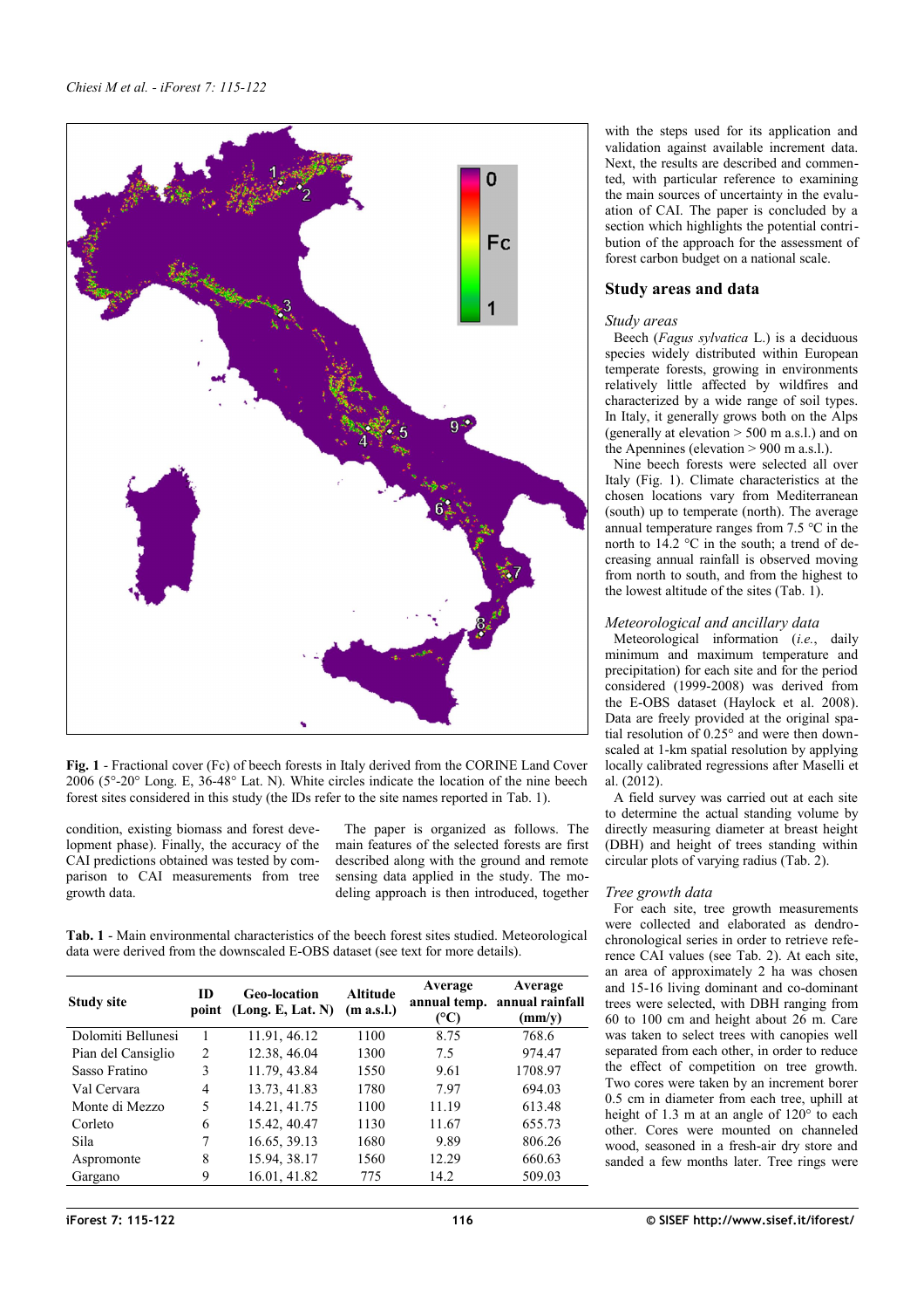**Fig. 1** - Fractional cover (Fc) of beech forests in Italy derived from the CORINE Land Cover 2006 (5°-20° Long. E, 36-48° Lat. N). White circles indicate the location of the nine beech forest sites considered in this study (the IDs refer to the site names reported in Tab. 1).

condition, existing biomass and forest development phase). Finally, the accuracy of the CAI predictions obtained was tested by comparison to CAI measurements from tree growth data.

The paper is organized as follows. The main features of the selected forests are first described along with the ground and remote sensing data applied in the study. The modeling approach is then introduced, together with the steps used for its application and validation against available increment data. Next, the results are described and commented, with particular reference to examining the main sources of uncertainty in the evaluation of CAI. The paper is concluded by a section which highlights the potential contribution of the approach for the assessment of forest carbon budget on a national scale.

**Tab. 1** - Main environmental characteristics of the beech forest sites studied. Meteorological data were derived from the downscaled E-OBS dataset (see text for more details).

| Study site | ID point | Geo-location (Long. E, Lat. N) | Altitude (m a.s.l.) | Average annual temp. (°C) | Average annual rainfall (mm/y) |
|---|---|---|---|---|---|
| Dolomiti Bellunesi | 1 | 11.91, 46.12 | 1100 | 8.75 | 768.6 |
| Pian del Cansiglio | 2 | 12.38, 46.04 | 1300 | 7.5 | 974.47 |
| Sasso Fratino | 3 | 11.79, 43.84 | 1550 | 9.61 | 1708.97 |
| Val Cervara | 4 | 13.73, 41.83 | 1780 | 7.97 | 694.03 |
| Monte di Mezzo | 5 | 14.21, 41.75 | 1100 | 11.19 | 613.48 |
| Corleto | 6 | 15.42, 40.47 | 1130 | 11.67 | 655.73 |
| Sila | 7 | 16.65, 39.13 | 1680 | 9.89 | 806.26 |
| Aspromonte | 8 | 15.94, 38.17 | 1560 | 12.29 | 660.63 |
| Gargano | 9 | 16.01, 41.82 | 775 | 14.2 | 509.03 |

## Study areas and data

### Study areas

Beech (*Fagus sylvatica* L.) is a deciduous species widely distributed within European temperate forests, growing in environments relatively little affected by wildfires and characterized by a wide range of soil types. In Italy, it generally grows both on the Alps (generally at elevation > 500 m a.s.l.) and on the Apennines (elevation > 900 m a.s.l.).

Nine beech forests were selected all over Italy (Fig. 1). Climate characteristics at the chosen locations vary from Mediterranean (south) up to temperate (north). The average annual temperature ranges from 7.5 °C in the north to 14.2 °C in the south; a trend of decreasing annual rainfall is observed moving from north to south, and from the highest to the lowest altitude of the sites (Tab. 1).

### Meteorological and ancillary data

Meteorological information (*i.e.*, daily minimum and maximum temperature and precipitation) for each site and for the period considered (1999-2008) was derived from the E-OBS dataset (Haylock et al. 2008). Data are freely provided at the original spatial resolution of 0.25° and were then downscaled at 1-km spatial resolution by applying locally calibrated regressions after Maselli et al. (2012).

A field survey was carried out at each site to determine the actual standing volume by directly measuring diameter at breast height (DBH) and height of trees standing within circular plots of varying radius (Tab. 2).

### Tree growth data

For each site, tree growth measurements were collected and elaborated as dendrochronological series in order to retrieve reference CAI values (see Tab. 2). At each site, an area of approximately 2 ha was chosen and 15-16 living dominant and co-dominant trees were selected, with DBH ranging from 60 to 100 cm and height about 26 m. Care was taken to select trees with canopies well separated from each other, in order to reduce the effect of competition on tree growth. Two cores were taken by an increment borer 0.5 cm in diameter from each tree, uphill at height of 1.3 m at an angle of 120° to each other. Cores were mounted on channeled wood, seasoned in a fresh-air dry store and sanded a few months later. Tree rings were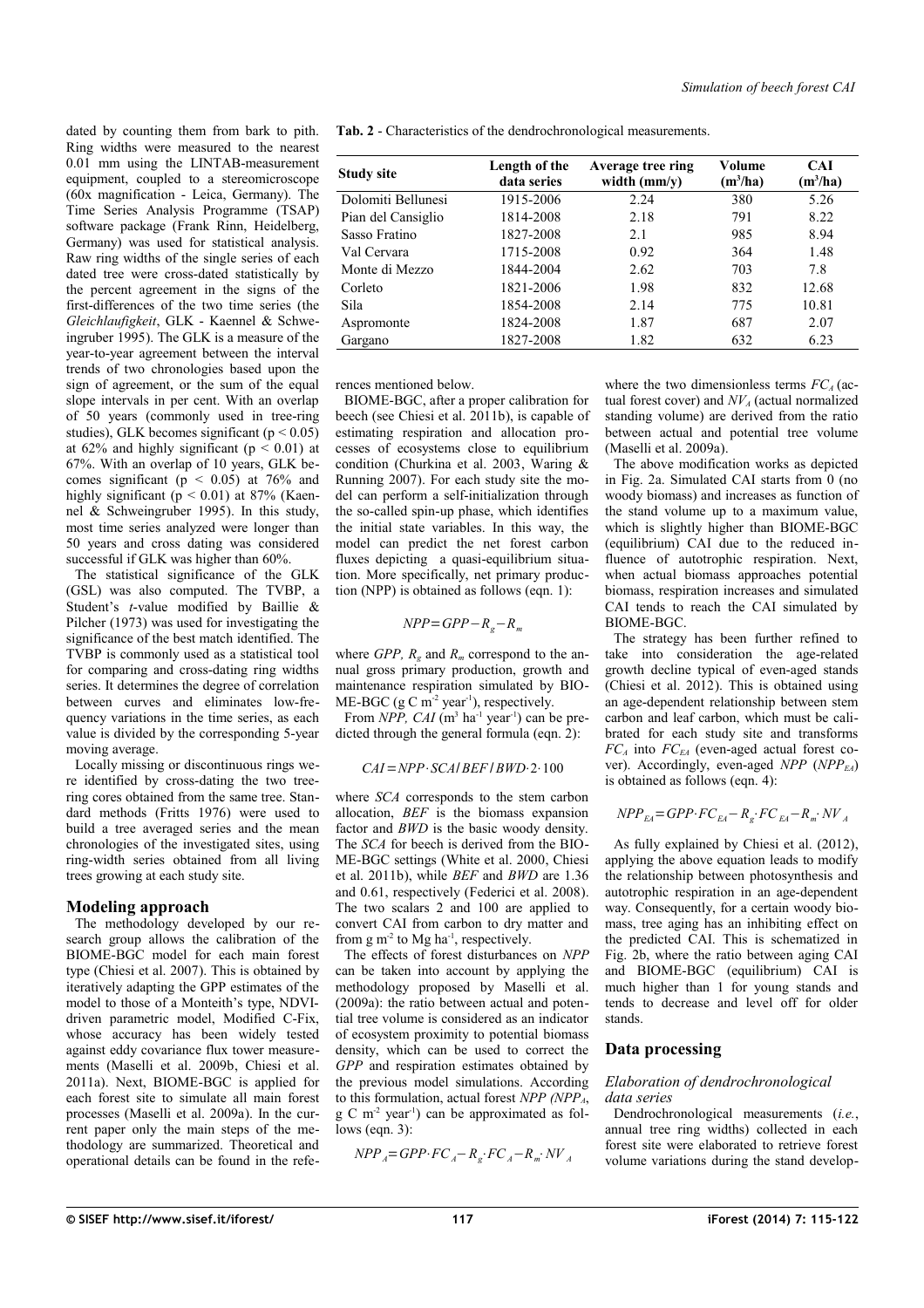dated by counting them from bark to pith. Ring widths were measured to the nearest 0.01 mm using the LINTAB-measurement equipment, coupled to a stereomicroscope (60x magnification - Leica, Germany). The Time Series Analysis Programme (TSAP) software package (Frank Rinn, Heidelberg, Germany) was used for statistical analysis. Raw ring widths of the single series of each dated tree were cross-dated statistically by the percent agreement in the signs of the first-differences of the two time series (the *Gleichlaufigkeit*, GLK - Kaennel & Schweingruber 1995). The GLK is a measure of the year-to-year agreement between the interval trends of two chronologies based upon the sign of agreement, or the sum of the equal slope intervals in per cent. With an overlap of 50 years (commonly used in tree-ring studies), GLK becomes significant ($p < 0.05$) at 62% and highly significant ($p < 0.01$) at 67%. With an overlap of 10 years, GLK becomes significant ($p < 0.05$) at 76% and highly significant ($p < 0.01$) at 87% (Kaennel & Schweingruber 1995). In this study, most time series analyzed were longer than 50 years and cross dating was considered successful if GLK was higher than 60%.

The statistical significance of the GLK (GSL) was also computed. The TVBP, a Student's *t*-value modified by Baillie & Pilcher (1973) was used for investigating the significance of the best match identified. The TVBP is commonly used as a statistical tool for comparing and cross-dating ring widths series. It determines the degree of correlation between curves and eliminates low-frequency variations in the time series, as each value is divided by the corresponding 5-year moving average.

Locally missing or discontinuous rings were identified by cross-dating the two tree-ring cores obtained from the same tree. Standard methods (Fritts 1976) were used to build a tree averaged series and the mean chronologies of the investigated sites, using ring-width series obtained from all living trees growing at each study site.

**Tab. 2** - Characteristics of the dendrochronological measurements.

| Study site | Length of the data series | Average tree ring width (mm/y) | Volume ($m^3$/ha) | CAI ($m^3$/ha) |
|---|---|---|---|---|
| Dolomiti Bellunesi | 1915-2006 | 2.24 | 380 | 5.26 |
| Pian del Cansiglio | 1814-2008 | 2.18 | 791 | 8.22 |
| Sasso Fratino | 1827-2008 | 2.1 | 985 | 8.94 |
| Val Cervara | 1715-2008 | 0.92 | 364 | 1.48 |
| Monte di Mezzo | 1844-2004 | 2.62 | 703 | 7.8 |
| Corleto | 1821-2006 | 1.98 | 832 | 12.68 |
| Sila | 1854-2008 | 2.14 | 775 | 10.81 |
| Aspromonte | 1824-2008 | 1.87 | 687 | 2.07 |
| Gargano | 1827-2008 | 1.82 | 632 | 6.23 |

## Modeling approach

The methodology developed by our research group allows the calibration of the BIOME-BGC model for each main forest type (Chiesi et al. 2007). This is obtained by iteratively adapting the GPP estimates of the model to those of a Monteith's type, NDVI-driven parametric model, Modified C-Fix, whose accuracy has been widely tested against eddy covariance flux tower measurements (Maselli et al. 2009b, Chiesi et al. 2011a). Next, BIOME-BGC is applied for each forest site to simulate all main forest processes (Maselli et al. 2009a). In the current paper only the main steps of the methodology are summarized. Theoretical and operational details can be found in the references mentioned below.

BIOME-BGC, after a proper calibration for beech (see Chiesi et al. 2011b), is capable of estimating respiration and allocation processes of ecosystems close to equilibrium condition (Churkina et al. 2003, Waring & Running 2007). For each study site the model can perform a self-initialization through the so-called spin-up phase, which identifies the initial state variables. In this way, the model can predict the net forest carbon fluxes depicting a quasi-equilibrium situation. More specifically, net primary production (NPP) is obtained as follows (eqn. 1):

$$NPP = GPP - R_g - R_m$$

where *GPP*, $R_g$ and $R_m$ correspond to the annual gross primary production, growth and maintenance respiration simulated by BIOME-BGC (g C $m^{-2}$ $year^{-1}$), respectively.

From *NPP*, *CAI* ($m^3$ $ha^{-1}$ $year^{-1}$) can be predicted through the general formula (eqn. 2):

$$CAI = NPP \cdot SCA / BEF / BWD \cdot 2 \cdot 100$$

where *SCA* corresponds to the stem carbon allocation, *BEF* is the biomass expansion factor and *BWD* is the basic woody density. The *SCA* for beech is derived from the BIOME-BGC settings (White et al. 2000, Chiesi et al. 2011b), while *BEF* and *BWD* are 1.36 and 0.61, respectively (Federici et al. 2008). The two scalars 2 and 100 are applied to convert CAI from carbon to dry matter and from g $m^{-2}$ to Mg $ha^{-1}$, respectively.

The effects of forest disturbances on *NPP* can be taken into account by applying the methodology proposed by Maselli et al. (2009a): the ratio between actual and potential tree volume is considered as an indicator of ecosystem proximity to potential biomass density, which can be used to correct the *GPP* and respiration estimates obtained by the previous model simulations. According to this formulation, actual forest *NPP* ($NPP_A$, g C $m^{-2}$ $year^{-1}$) can be approximated as follows (eqn. 3):

$$NPP_A = GPP \cdot FC_A - R_g \cdot FC_A - R_m \cdot NV_A$$

where the two dimensionless terms $FC_A$ (actual forest cover) and $NV_A$ (actual normalized standing volume) are derived from the ratio between actual and potential tree volume (Maselli et al. 2009a).

The above modification works as depicted in Fig. 2a. Simulated CAI starts from 0 (no woody biomass) and increases as function of the stand volume up to a maximum value, which is slightly higher than BIOME-BGC (equilibrium) CAI due to the reduced influence of autotrophic respiration. Next, when actual biomass approaches potential biomass, respiration increases and simulated CAI tends to reach the CAI simulated by BIOME-BGC.

The strategy has been further refined to take into consideration the age-related growth decline typical of even-aged stands (Chiesi et al. 2012). This is obtained using an age-dependent relationship between stem carbon and leaf carbon, which must be calibrated for each study site and transforms $FC_A$ into $FC_{EA}$ (even-aged actual forest cover). Accordingly, even-aged *NPP* ($NPP_{EA}$) is obtained as follows (eqn. 4):

$$NPP_{EA} = GPP \cdot FC_{EA} - R_g \cdot FC_{EA} - R_m \cdot NV_A$$

As fully explained by Chiesi et al. (2012), applying the above equation leads to modify the relationship between photosynthesis and autotrophic respiration in an age-dependent way. Consequently, for a certain woody biomass, tree aging has an inhibiting effect on the predicted CAI. This is schematized in Fig. 2b, where the ratio between ageing CAI and BIOME-BGC (equilibrium) CAI is much higher than 1 for young stands and tends to decrease and level off for older stands.

## Data processing

### Elaboration of dendrochronological data series

Dendrochronological measurements (*i.e.*, annual tree ring widths) collected in each forest site were elaborated to retrieve forest volume variations during the stand develop-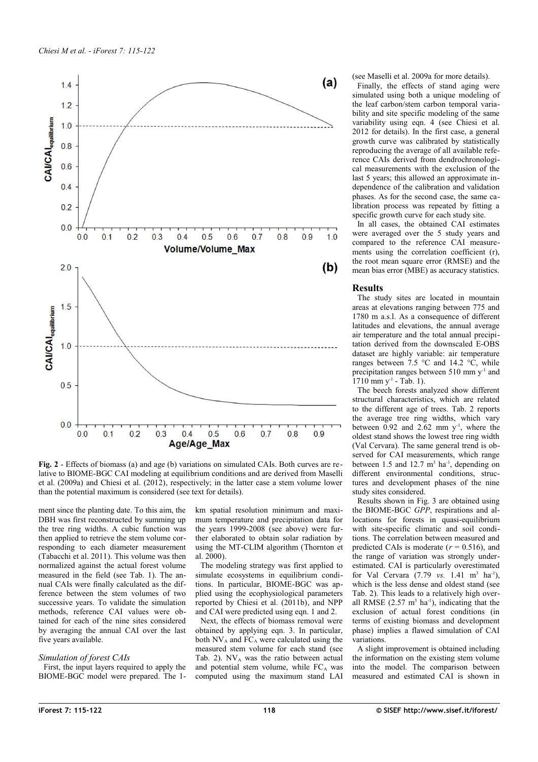**Fig. 2** - Effects of biomass (a) and age (b) variations on simulated CAIs. Both curves are relative to BIOME-BGC CAI modeling at equilibrium conditions and are derived from Maselli et al. (2009a) and Chiesi et al. (2012), respectively; in the latter case a stem volume lower than the potential maximum is considered (see text for details).

ment since the planting date. To this aim, the DBH was first reconstructed by summing up the tree ring widths. A cubic function was then applied to retrieve the stem volume corresponding to each diameter measurement (Tabacchi et al. 2011). This volume was then normalized against the actual forest volume measured in the field (see Tab. 1). The annual CAIs were finally calculated as the difference between the stem volumes of two successive years. To validate the simulation methods, reference CAI values were obtained for each of the nine sites considered by averaging the annual CAI over the last five years available.

### Simulation of forest CAIs

First, the input layers required to apply the BIOME-BGC model were prepared. The 1-km spatial resolution minimum and maximum temperature and precipitation data for the years 1999-2008 (see above) were further elaborated to obtain solar radiation by using the MT-CLIM algorithm (Thornton et al. 2000).

The modeling strategy was first applied to simulate ecosystems in equilibrium conditions. In particular, BIOME-BGC was applied using the ecophysiological parameters reported by Chiesi et al. (2011b), and NPP and CAI were predicted using eqn. 1 and 2.

Next, the effects of biomass removal were obtained by applying eqn. 3. In particular, both $NV_A$ and $FC_A$ were calculated using the measured stem volume for each stand (see Tab. 2). $NV_A$ was the ratio between actual and potential stem volume, while $FC_A$ was computed using the maximum stand LAI (see Maselli et al. 2009a for more details).

Finally, the effects of stand aging were simulated using both a unique modeling of the leaf carbon/stem carbon temporal variability and site specific modeling of the same variability using eqn. 4 (see Chiesi et al. 2012 for details). In the first case, a general growth curve was calibrated by statistically reproducing the average of all available reference CAIs derived from dendrochronological measurements with the exclusion of the last 5 years; this allowed an approximate independence of the calibration and validation phases. As for the second case, the same calibration process was repeated by fitting a specific growth curve for each study site.

In all cases, the obtained CAI estimates were averaged over the 5 study years and compared to the reference CAI measurements using the correlation coefficient (r), the root mean square error (RMSE) and the mean bias error (MBE) as accuracy statistics.

## Results

The study sites are located in mountain areas at elevations ranging between 775 and 1780 m a.s.l. As a consequence of different latitudes and elevations, the annual average air temperature and the total annual precipitation derived from the downscaled E-OBS dataset are highly variable: air temperature ranges between 7.5 °C and 14.2 °C, while precipitation ranges between 510 mm $y^{-1}$ and 1710 mm $y^{-1}$ - Tab. 1).

The beech forests analyzed show different structural characteristics, which are related to the different age of trees. Tab. 2 reports the average tree ring widths, which vary between 0.92 and 2.62 mm $y^{-1}$, where the oldest stand shows the lowest tree ring width (Val Cervara). The same general trend is observed for CAI measurements, which range between 1.5 and 12.7 $m^3$ $ha^{-1}$, depending on different environmental conditions, structures and development phases of the nine study sites considered.

Results shown in Fig. 3 are obtained using the BIOME-BGC *GPP*, respirations and allocations for forests in quasi-equilibrium with site-specific climatic and soil conditions. The correlation between measured and predicted CAIs is moderate ($r = 0.516$), and the range of variation was strongly underestimated. CAI is particularly overestimated for Val Cervara (7.79 *vs.* 1.41 $m^3$ $ha^{-1}$), which is the less dense and oldest stand (see Tab. 2). This leads to a relatively high overall RMSE (2.57 $m^3$ $ha^{-1}$), indicating that the exclusion of actual forest conditions (in terms of existing biomass and development phase) implies a flawed simulation of CAI variations.

A slight improvement is obtained including the information on the existing stem volume into the model. The comparison between measured and estimated CAI is shown in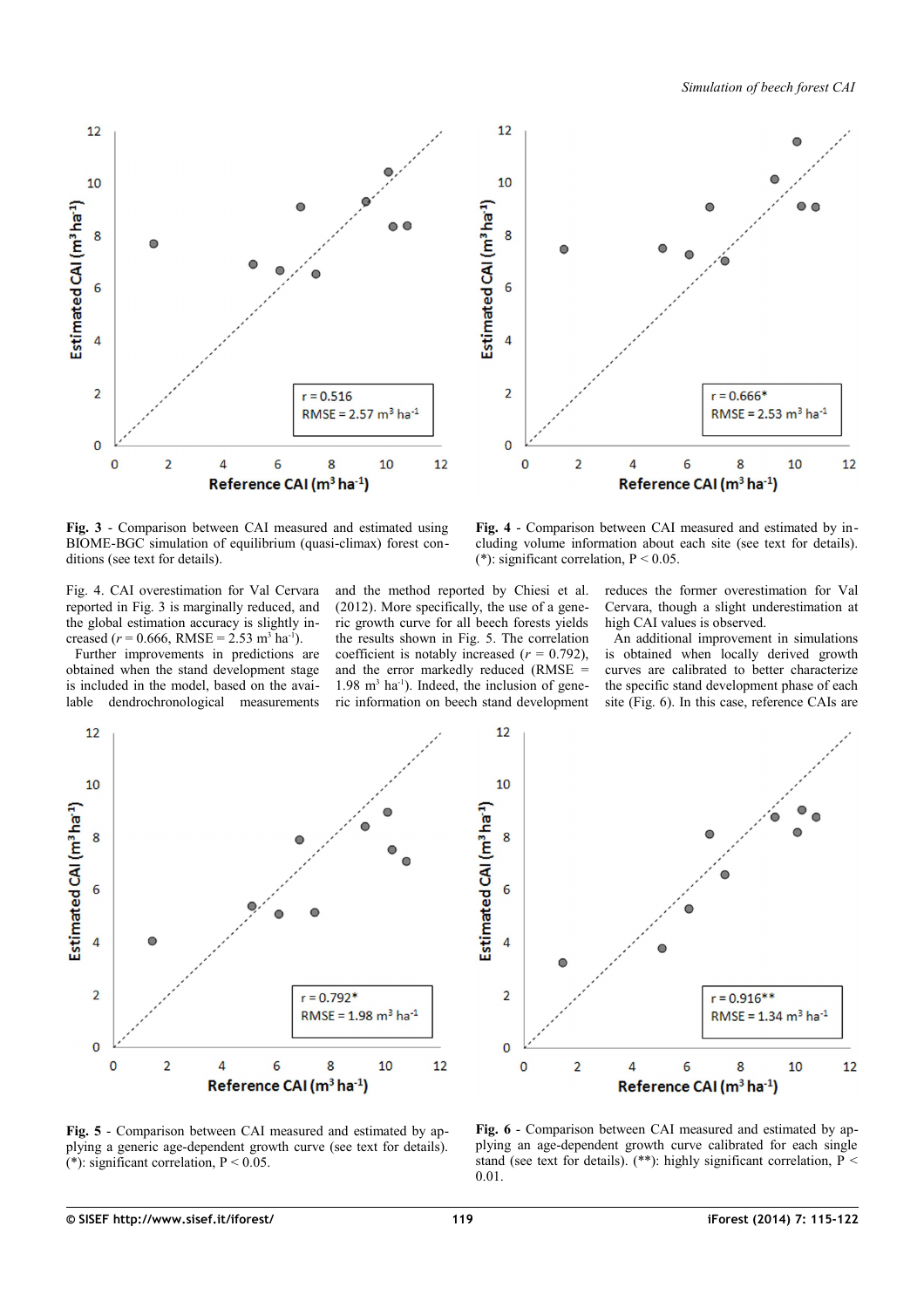Fig. 3 - Comparison between CAI measured and estimated using BIOME-BGC simulation of equilibrium (quasi-climax) forest conditions (see text for details).

Fig. 4 - Comparison between CAI measured and estimated by including volume information about each site (see text for details). (*): significant correlation, $P < 0.05$.

Fig. 4. CAI overestimation for Val Cervara reported in Fig. 3 is marginally reduced, and the global estimation accuracy is slightly increased ($r = 0.666$, RMSE = 2.53 $m^3$ $ha^{-1}$).

Further improvements in predictions are obtained when the stand development stage is included in the model, based on the available dendrochronological measurements and the method reported by Chiesi et al. (2012). More specifically, the use of a generic growth curve for all beech forests yields the results shown in Fig. 5. The correlation coefficient is notably increased ($r = 0.792$), and the error markedly reduced (RMSE = 1.98 $m^3$ $ha^{-1}$). Indeed, the inclusion of generic information on beech stand development reduces the former overestimation for Val Cervara, though a slight underestimation at high CAI values is observed.

An additional improvement in simulations is obtained when locally derived growth curves are calibrated to better characterize the specific stand development phase of each site (Fig. 6). In this case, reference CAIs are

Fig. 5 - Comparison between CAI measured and estimated by applying a generic age-dependent growth curve (see text for details). (*): significant correlation, $P < 0.05$.

Fig. 6 - Comparison between CAI measured and estimated by applying an age-dependent growth curve calibrated for each single stand (see text for details). (**): highly significant correlation, $P < 0.01$.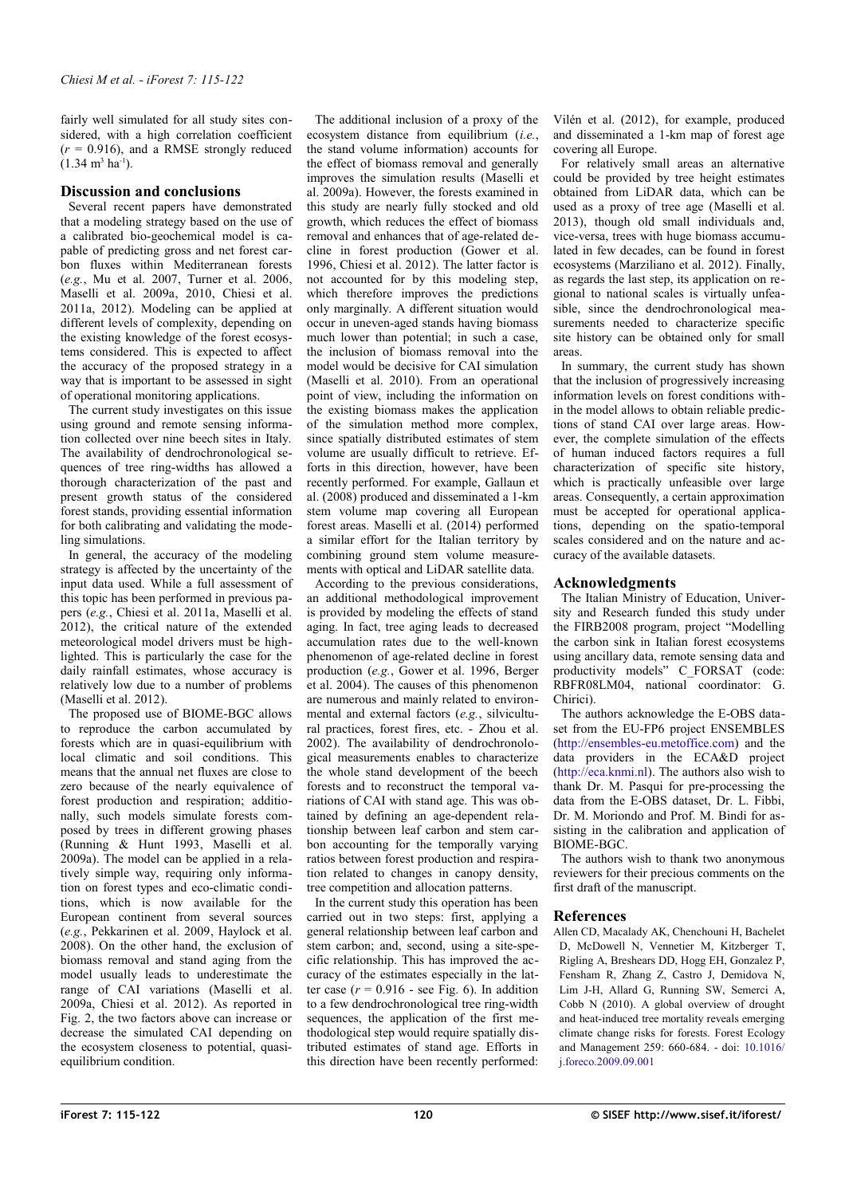fairly well simulated for all study sites considered, with a high correlation coefficient ($r = 0.916$), and a RMSE strongly reduced ($1.34\ m^3\ ha^{-1}$).

## Discussion and conclusions

Several recent papers have demonstrated that a modeling strategy based on the use of a calibrated bio-geochemical model is capable of predicting gross and net forest carbon fluxes within Mediterranean forests (*e.g.*, Mu et al. 2007, Turner et al. 2006, Maselli et al. 2009a, 2010, Chiesi et al. 2011a, 2012). Modeling can be applied at different levels of complexity, depending on the existing knowledge of the forest ecosystems considered. This is expected to affect the accuracy of the proposed strategy in a way that is important to be assessed in sight of operational monitoring applications.

The current study investigates on this issue using ground and remote sensing information collected over nine beech sites in Italy. The availability of dendrochronological sequences of tree ring-widths has allowed a thorough characterization of the past and present growth status of the considered forest stands, providing essential information for both calibrating and validating the modeling simulations.

In general, the accuracy of the modeling strategy is affected by the uncertainty of the input data used. While a full assessment of this topic has been performed in previous papers (*e.g.*, Chiesi et al. 2011a, Maselli et al. 2012), the critical nature of the extended meteorological model drivers must be highlighted. This is particularly the case for the daily rainfall estimates, whose accuracy is relatively low due to a number of problems (Maselli et al. 2012).

The proposed use of BIOME-BGC allows to reproduce the carbon accumulated by forests which are in quasi-equilibrium with local climatic and soil conditions. This means that the annual net fluxes are close to zero because of the nearly equivalence of forest production and respiration; additionally, such models simulate forests composed by trees in different growing phases (Running & Hunt 1993, Maselli et al. 2009a). The model can be applied in a relatively simple way, requiring only information on forest types and eco-climatic conditions, which is now available for the European continent from several sources (*e.g.*, Pekkarinen et al. 2009, Haylock et al. 2008). On the other hand, the exclusion of biomass removal and stand aging from the model usually leads to underestimate the range of CAI variations (Maselli et al. 2009a, Chiesi et al. 2012). As reported in Fig. 2, the two factors above can increase or decrease the simulated CAI depending on the ecosystem closeness to potential, quasi-equilibrium condition.

The additional inclusion of a proxy of the ecosystem distance from equilibrium (*i.e.*, the stand volume information) accounts for the effect of biomass removal and generally improves the simulation results (Maselli et al. 2009a). However, the forests examined in this study are nearly fully stocked and old growth, which reduces the effect of biomass removal and enhances that of age-related decline in forest production (Gower et al. 1996, Chiesi et al. 2012). The latter factor is not accounted for by this modeling step, which therefore improves the predictions only marginally. A different situation would occur in uneven-aged stands having biomass much lower than potential; in such a case, the inclusion of biomass removal into the model would be decisive for CAI simulation (Maselli et al. 2010). From an operational point of view, including the information on the existing biomass makes the application of the simulation method more complex, since spatially distributed estimates of stem volume are usually difficult to retrieve. Efforts in this direction, however, have been recently performed. For example, Gallaun et al. (2008) produced and disseminated a 1-km stem volume map covering all European forest areas. Maselli et al. (2014) performed a similar effort for the Italian territory by combining ground stem volume measurements with optical and LiDAR satellite data.

According to the previous considerations, an additional methodological improvement is provided by modeling the effects of stand aging. In fact, tree aging leads to decreased accumulation rates due to the well-known phenomenon of age-related decline in forest production (*e.g.*, Gower et al. 1996, Berger et al. 2004). The causes of this phenomenon are numerous and mainly related to environmental and external factors (*e.g.*, silvicultural practices, forest fires, etc. - Zhou et al. 2002). The availability of dendrochronological measurements enables to characterize the whole stand development of the beech forests and to reconstruct the temporal variations of CAI with stand age. This was obtained by defining an age-dependent relationship between leaf carbon and stem carbon accounting for the temporally varying ratios between forest production and respiration related to changes in canopy density, tree competition and allocation patterns.

In the current study this operation has been carried out in two steps: first, applying a general relationship between leaf carbon and stem carbon; and, second, using a site-specific relationship. This has improved the accuracy of the estimates especially in the latter case ($r = 0.916$ - see Fig. 6). In addition to a few dendrochronological tree ring-width sequences, the application of the first methodological step would require spatially distributed estimates of stand age. Efforts in this direction have been recently performed: Vilén et al. (2012), for example, produced and disseminated a 1-km map of forest age covering all Europe.

For relatively small areas an alternative could be provided by tree height estimates obtained from LiDAR data, which can be used as a proxy of tree age (Maselli et al. 2013), though old small individuals and, vice-versa, trees with huge biomass accumulated in few decades, can be found in forest ecosystems (Marziliano et al. 2012). Finally, as regards the last step, its application on regional to national scales is virtually unfeasible, since the dendrochronological measurements needed to characterize specific site history can be obtained only for small areas.

In summary, the current study has shown that the inclusion of progressively increasing information levels on forest conditions within the model allows to obtain reliable predictions of stand CAI over large areas. However, the complete simulation of the effects of human induced factors requires a full characterization of specific site history, which is practically unfeasible over large areas. Consequently, a certain approximation must be accepted for operational applications, depending on the spatio-temporal scales considered and on the nature and accuracy of the available datasets.

## Acknowledgments

The Italian Ministry of Education, University and Research funded this study under the FIRB2008 program, project "Modelling the carbon sink in Italian forest ecosystems using ancillary data, remote sensing data and productivity models" C_FORSAT (code: RBFR08LM04, national coordinator: G. Chirici).

The authors acknowledge the E-OBS dataset from the EU-FP6 project ENSEMBLES (http://ensembles-eu.metoffice.com) and the data providers in the ECA&D project (http://eca.knmi.nl). The authors also wish to thank Dr. M. Pasqui for pre-processing the data from the E-OBS dataset, Dr. L. Fibbi, Dr. M. Moriondo and Prof. M. Bindi for assisting in the calibration and application of BIOME-BGC.

The authors wish to thank two anonymous reviewers for their precious comments on the first draft of the manuscript.

## References

Allen CD, Macalady AK, Chenchouni H, Bachelet D, McDowell N, Vennetier M, Kitzberger T, Rigling A, Breshears DD, Hogg EH, Gonzalez P, Fensham R, Zhang Z, Castro J, Demidova N, Lim J-H, Allard G, Running SW, Semerci A, Cobb N (2010). A global overview of drought and heat-induced tree mortality reveals emerging climate change risks for forests. Forest Ecology and Management 259: 660-684. - doi: 10.1016/j.foreco.2009.09.001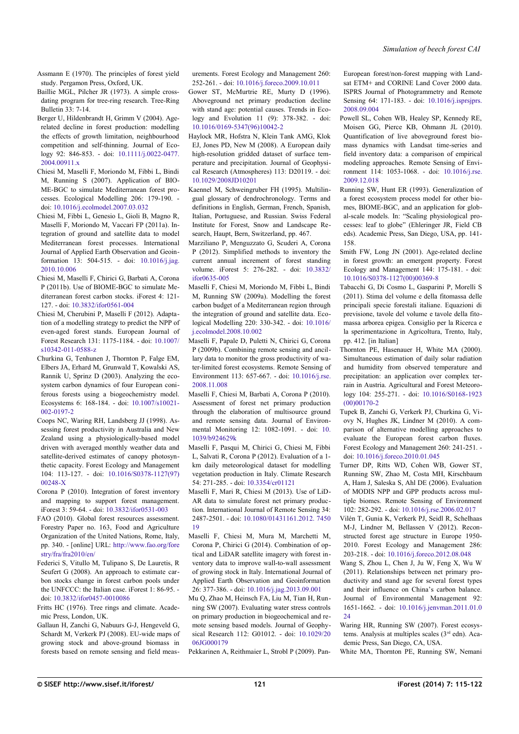Assmann E (1970). The principles of forest yield study. Pergamon Press, Oxford, UK.

Baillie MGL, Pilcher JR (1973). A simple cross-dating program for tree-ring research. Tree-Ring Bulletin 33: 7-14.

Berger U, Hildenbrandt H, Grimm V (2004). Age-related decline in forest production: modelling the effects of growth limitation, neighbourhood competition and self-thinning. Journal of Ecology 92: 846-853. - doi: 10.1111/j.0022-0477.2004.00911.x

Chiesi M, Maselli F, Moriondo M, Fibbi L, Bindi M, Running S (2007). Application of BIOME-BGC to simulate Mediterranean forest processes. Ecological Modelling 206: 179-190. - doi: 10.1016/j.ecolmodel.2007.03.032

Chiesi M, Fibbi L, Genesio L, Gioli B, Magno R, Maselli F, Moriondo M, Vaccari FP (2011a). Integration of ground and satellite data to model Mediterranean forest processes. International Journal of Applied Earth Observation and Geoinformation 13: 504-515. - doi: 10.1016/j.jag.2010.10.006

Chiesi M, Maselli F, Chirici G, Barbati A, Corona P (2011b). Use of BIOME-BGC to simulate Mediterranean forest carbon stocks. iForest 4: 121-127. - doi: 10.3832/ifor0561-004

Chiesi M, Cherubini P, Maselli F (2012). Adaptation of a modelling strategy to predict the NPP of even-aged forest stands. European Journal of Forest Research 131: 1175-1184. - doi: 10.1007/s10342-011-0588-z

Churkina G, Tenhunen J, Thornton P, Falge EM, Elbers JA, Erhard M, Grunwald T, Kowalski AS, Rannik U, Sprinz D (2003). Analyzing the ecosystem carbon dynamics of four European coniferous forests using a biogeochemistry model. Ecosystems 6: 168-184. - doi: 10.1007/s10021-002-0197-2

Coops NC, Waring RH, Landsberg JJ (1998). Assessing forest productivity in Australia and New Zealand using a physiologically-based model driven with averaged monthly weather data and satellite-derived estimates of canopy photosynthetic capacity. Forest Ecology and Management 104: 113-127. - doi: 10.1016/S0378-1127(97)00248-X

Corona P (2010). Integration of forest inventory and mapping to support forest management. iForest 3: 59-64. - doi: 10.3832/ifor0531-003

FAO (2010). Global forest resources assessment. Forestry Paper no. 163, Food and Agriculture Organization of the United Nations, Rome, Italy, pp. 340. - [online] URL: http://www.fao.org/forestry/fra/fra2010/en/

Federici S, Vitullo M, Tulipano S, De Lauretis, R Seufert G (2008). An approach to estimate carbon stocks change in forest carbon pools under the UNFCCC: the Italian case. iForest 1: 86-95. - doi: 10.3832/ifor0457-0010086

Fritts HC (1976). Tree rings and climate. Academic Press, London, UK.

Gallaun H, Zanchi G, Nabuurs G-J, Hengeveld G, Schardt M, Verkerk PJ (2008). EU-wide maps of growing stock and above-ground biomass in forests based on remote sensing and field measurements. Forest Ecology and Management 260: 252-261. - doi: 10.1016/j.foreco.2009.10.011

Gower ST, McMurtrie RE, Murty D (1996). Aboveground net primary production decline with stand age: potential causes. Trends in Ecology and Evolution 11 (9): 378-382. - doi: 10.1016/0169-5347(96)10042-2

Haylock MR, Hofstra N, Klein Tank AMG, Klok EJ, Jones PD, New M (2008). A European daily high-resolution gridded dataset of surface temperature and precipitation. Journal of Geophysical Research (Atmospheres) 113: D20119. - doi: 10.1029/2008JD10201

Kaennel M, Schweingruber FH (1995). Multilingual glossary of dendrochronology. Terms and definitions in English, German, French, Spanish, Italian, Portuguese, and Russian. Swiss Federal Institute for Forest, Snow and Landscape Research, Haupt, Bern, Switzerland, pp. 467.

Marziliano P, Menguzzato G, Scuderi A, Corona P (2012). Simplified methods to inventory the current annual increment of forest standing volume. iForest 5: 276-282. - doi: 10.3832/ifor0635-005

Maselli F, Chiesi M, Moriondo M, Fibbi L, Bindi M, Running SW (2009a). Modelling the forest carbon budget of a Mediterranean region through the integration of ground and satellite data. Ecological Modelling 220: 330-342. - doi: 10.1016/j.ecolmodel.2008.10.002

Maselli F, Papale D, Puletti N, Chirici G, Corona P (2009b). Combining remote sensing and ancillary data to monitor the gross productivity of water-limited forest ecosystems. Remote Sensing of Environment 113: 657-667. - doi: 10.1016/j.rse.2008.11.008

Maselli F, Chiesi M, Barbati A, Corona P (2010). Assessment of forest net primary production through the elaboration of multisource ground and remote sensing data. Journal of Environmental Monitoring 12: 1082-1091. - doi: 10.1039/b924629k

Maselli F, Pasqui M, Chirici G, Chiesi M, Fibbi L, Salvati R, Corona P (2012). Evaluation of a 1-km daily meteorological dataset for modelling vegetation production in Italy. Climate Research 54: 271-285. - doi: 10.3354/cr01121

Maselli F, Mari R, Chiesi M (2013). Use of LiDAR data to simulate forest net primary production. International Journal of Remote Sensing 34: 2487-2501. - doi: 10.1080/01431161.2012.745019

Maselli F, Chiesi M, Mura M, Marchetti M, Corona P, Chirici G (2014). Combination of optical and LiDAR satellite imagery with forest inventory data to improve wall-to-wall assessment of growing stock in Italy. International Journal of Applied Earth Observation and Geoinformation 26: 377-386. - doi: 10.1016/j.jag.2013.09.001

Mu Q, Zhao M, Heinsch FA, Liu M, Tian H, Running SW (2007). Evaluating water stress controls on primary production in biogeochemical and remote sensing based models. Journal of Geophysical Research 112: G01012. - doi: 10.1029/2006JG000179

Pekkarinen A, Reithmaier L, Strobl P (2009). Pan-European forest/non-forest mapping with Landsat ETM+ and CORINE Land Cover 2000 data. ISPRS Journal of Photogrammetry and Remote Sensing 64: 171-183. - doi: 10.1016/j.isprsjprs.2008.09.004

Powell SL, Cohen WB, Healey SP, Kennedy RE, Moisen GG, Pierce KB, Ohmann JL (2010). Quantification of live aboveground forest biomass dynamics with Landsat time-series and field inventory data: a comparison of empirical modeling approaches. Remote Sensing of Environment 114: 1053-1068. - doi: 10.1016/j.rse.2009.12.018

Running SW, Hunt ER (1993). Generalization of a forest ecosystem process model for other biomes, BIOME-BGC, and an application for global-scale models. In: "Scaling physiological processes: leaf to globe" (Ehleringer JR, Field CB eds). Academic Press, San Diego, USA, pp. 141-158.

Smith FW, Long JN (2001). Age-related decline in forest growth: an emergent property. Forest Ecology and Management 144: 175-181. - doi: 10.1016/S0378-1127(00)00369-8

Tabacchi G, Di Cosmo L, Gasparini P, Morelli S (2011). Stima del volume e della fitomassa delle principali specie forestali italiane. Equazioni di previsione, tavole del volume e tavole della fitomassa arborea epigea. Consiglio per la Ricerca e la sperimentazione in Agricoltura, Trento, Italy, pp. 412. [in Italian]

Thornton PE, Hasenauer H, White MA (2000). Simultaneous estimation of daily solar radiation and humidity from observed temperature and precipitation: an application over complex terrain in Austria. Agricultural and Forest Meteorology 104: 255-271. - doi: 10.1016/S0168-1923(00)00170-2

Tupek B, Zanchi G, Verkerk PJ, Churkina G, Viovy N, Hughes JK, Lindner M (2010). A comparison of alternative modelling approaches to evaluate the European forest carbon fluxes. Forest Ecology and Management 260: 241-251. - doi: 10.1016/j.foreco.2010.01.045

Turner DP, Ritts WD, Cohen WB, Gower ST, Running SW, Zhao M, Costa MH, Kirschbaum A, Ham J, Saleska S, Ahl DE (2006). Evaluation of MODIS NPP and GPP products across multiple biomes. Remote Sensing of Environment 102: 282-292. - doi: 10.1016/j.rse.2006.02.017

Vilén T, Gunia K, Verkerk PJ, Seidl R, Schelhaas M-J, Lindner M, Bellassen V (2012). Reconstructed forest age structure in Europe 1950-2010. Forest Ecology and Management 286: 203-218. - doi: 10.1016/j.foreco.2012.08.048

Wang S, Zhou L, Chen J, Ju W, Feng X, Wu W (2011). Relationships between net primary productivity and stand age for several forest types and their influence on China's carbon balance. Journal of Environmental Management 92: 1651-1662. - doi: 10.1016/j.jenvman.2011.01.024

Waring HR, Running SW (2007). Forest ecosystems. Analysis at multiples scales (3rd edn). Academic Press, San Diego, CA, USA.

White MA, Thornton PE, Running SW, Nemani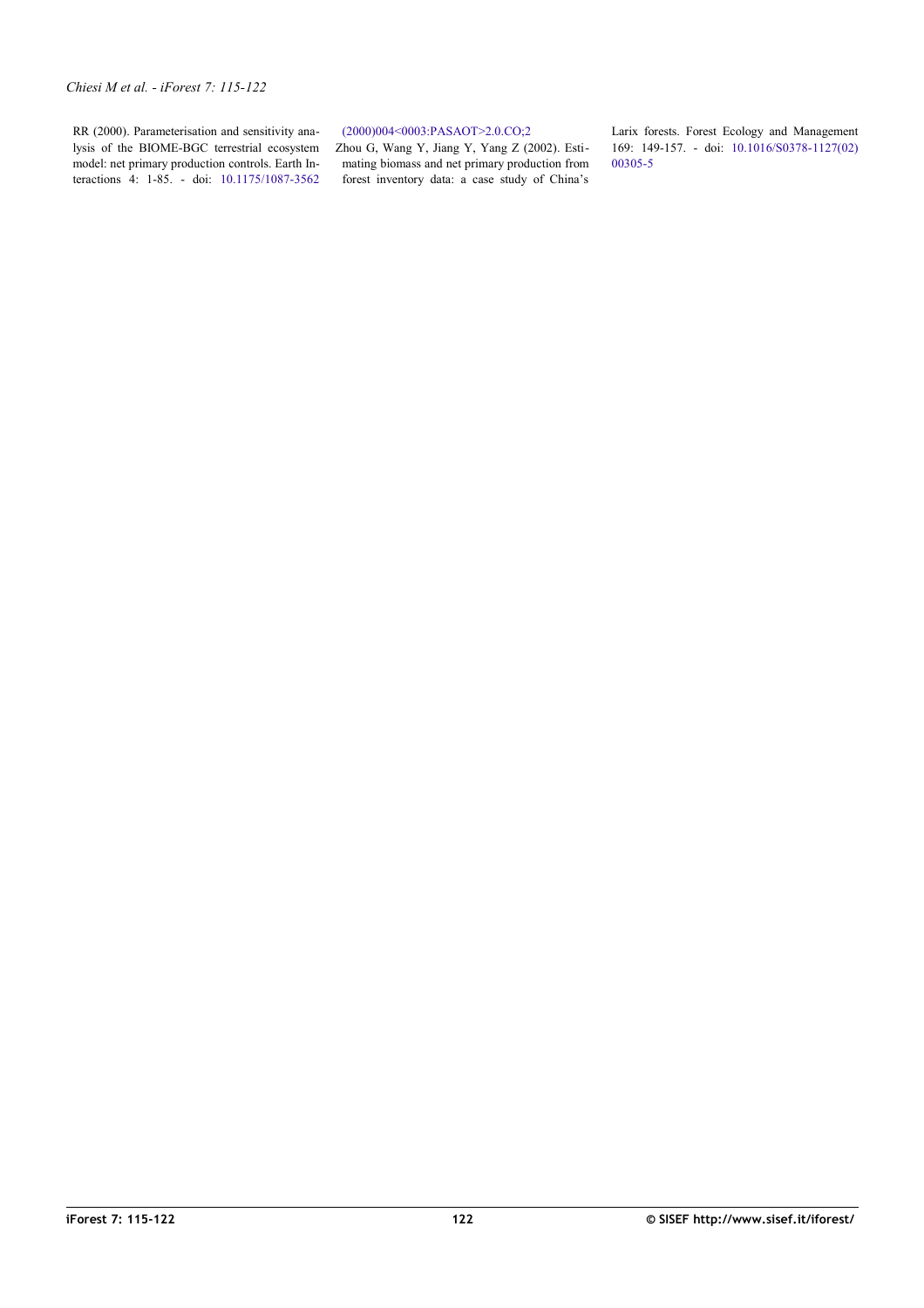RR (2000). Parameterisation and sensitivity analysis of the BIOME-BGC terrestrial ecosystem model: net primary production controls. Earth Interactions 4: 1-85. - doi: 10.1175/1087-3562(2000)004<0003:PASAOT>2.0.CO;2

Zhou G, Wang Y, Jiang Y, Yang Z (2002). Estimating biomass and net primary production from forest inventory data: a case study of China's Larix forests. Forest Ecology and Management 169: 149-157. - doi: 10.1016/S0378-1127(02)00305-5